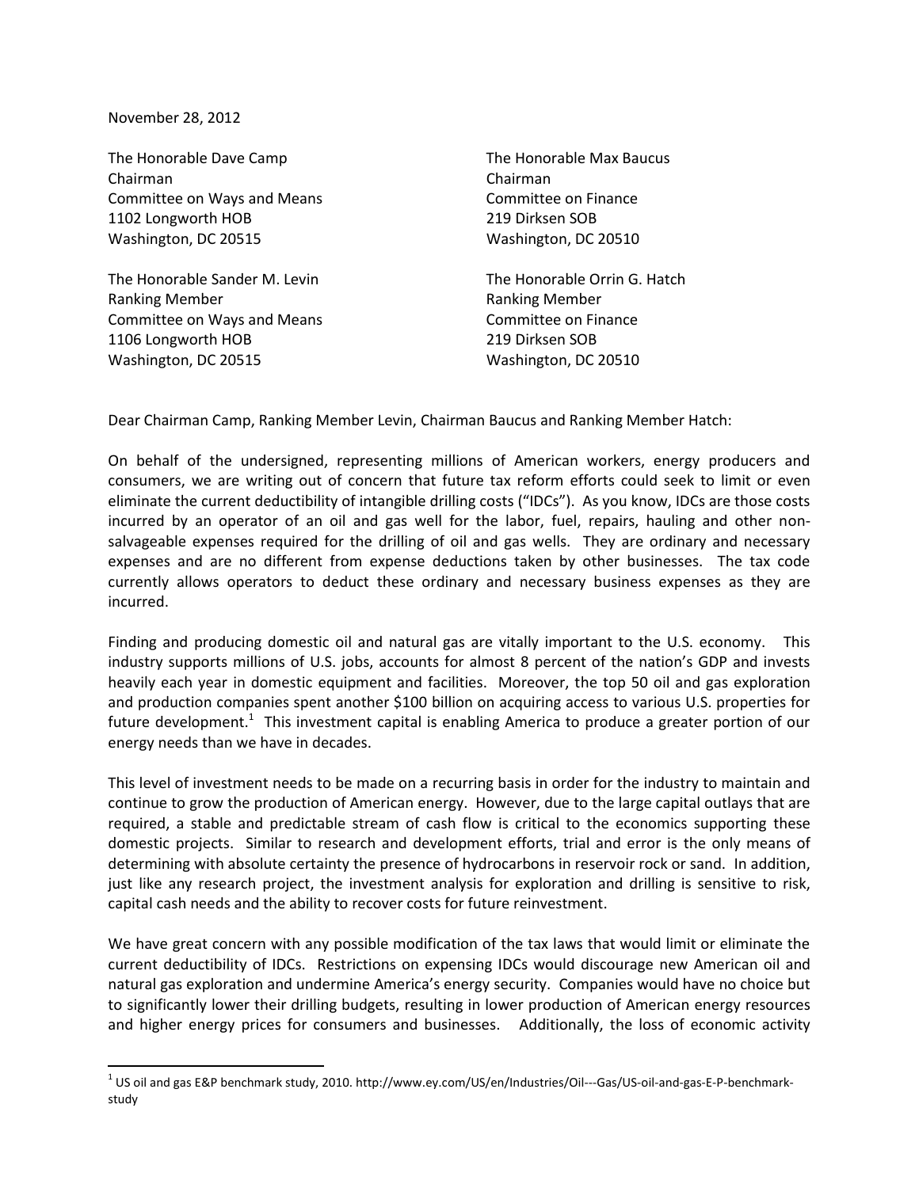November 28, 2012

The Honorable Dave Camp
Chairman
Committee on Ways and Means
1102 Longworth HOB
Washington, DC 20515

The Honorable Sander M. Levin
Ranking Member
Committee on Ways and Means
1106 Longworth HOB
Washington, DC 20515

The Honorable Max Baucus
Chairman
Committee on Finance
219 Dirksen SOB
Washington, DC 20510

The Honorable Orrin G. Hatch
Ranking Member
Committee on Finance
219 Dirksen SOB
Washington, DC 20510

Dear Chairman Camp, Ranking Member Levin, Chairman Baucus and Ranking Member Hatch:

On behalf of the undersigned, representing millions of American workers, energy producers and consumers, we are writing out of concern that future tax reform efforts could seek to limit or even eliminate the current deductibility of intangible drilling costs ("IDCs"). As you know, IDCs are those costs incurred by an operator of an oil and gas well for the labor, fuel, repairs, hauling and other non-salvageable expenses required for the drilling of oil and gas wells. They are ordinary and necessary expenses and are no different from expense deductions taken by other businesses. The tax code currently allows operators to deduct these ordinary and necessary business expenses as they are incurred.

Finding and producing domestic oil and natural gas are vitally important to the U.S. economy. This industry supports millions of U.S. jobs, accounts for almost 8 percent of the nation's GDP and invests heavily each year in domestic equipment and facilities. Moreover, the top 50 oil and gas exploration and production companies spent another $100 billion on acquiring access to various U.S. properties for future development.[1] This investment capital is enabling America to produce a greater portion of our energy needs than we have in decades.

This level of investment needs to be made on a recurring basis in order for the industry to maintain and continue to grow the production of American energy. However, due to the large capital outlays that are required, a stable and predictable stream of cash flow is critical to the economics supporting these domestic projects. Similar to research and development efforts, trial and error is the only means of determining with absolute certainty the presence of hydrocarbons in reservoir rock or sand. In addition, just like any research project, the investment analysis for exploration and drilling is sensitive to risk, capital cash needs and the ability to recover costs for future reinvestment.

We have great concern with any possible modification of the tax laws that would limit or eliminate the current deductibility of IDCs. Restrictions on expensing IDCs would discourage new American oil and natural gas exploration and undermine America's energy security. Companies would have no choice but to significantly lower their drilling budgets, resulting in lower production of American energy resources and higher energy prices for consumers and businesses. Additionally, the loss of economic activity

[1] US oil and gas E&P benchmark study, 2010. http://www.ey.com/US/en/Industries/Oil---Gas/US-oil-and-gas-E-P-benchmark-study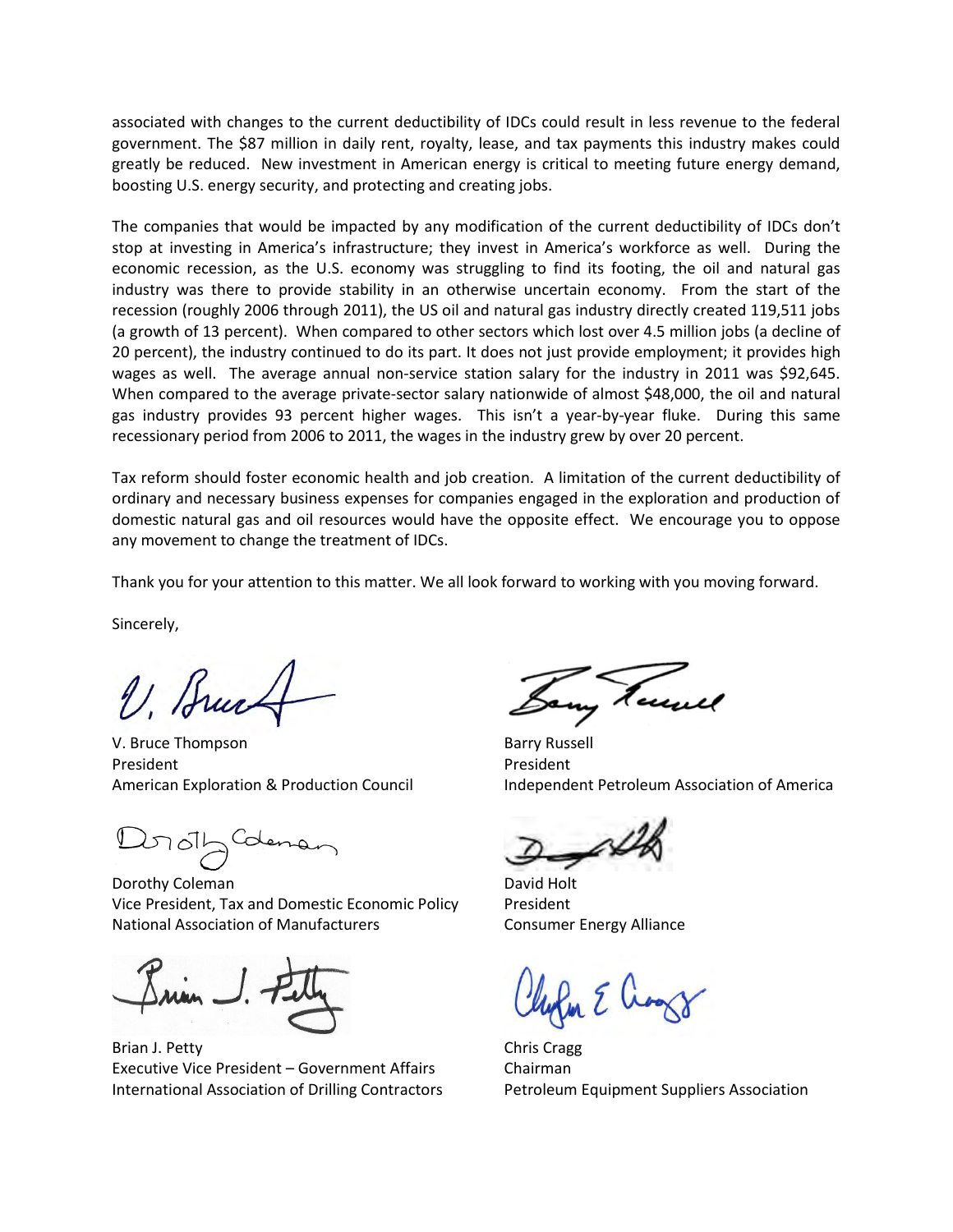associated with changes to the current deductibility of IDCs could result in less revenue to the federal government. The $87 million in daily rent, royalty, lease, and tax payments this industry makes could greatly be reduced. New investment in American energy is critical to meeting future energy demand, boosting U.S. energy security, and protecting and creating jobs.

The companies that would be impacted by any modification of the current deductibility of IDCs don't stop at investing in America's infrastructure; they invest in America's workforce as well. During the economic recession, as the U.S. economy was struggling to find its footing, the oil and natural gas industry was there to provide stability in an otherwise uncertain economy. From the start of the recession (roughly 2006 through 2011), the US oil and natural gas industry directly created 119,511 jobs (a growth of 13 percent). When compared to other sectors which lost over 4.5 million jobs (a decline of 20 percent), the industry continued to do its part. It does not just provide employment; it provides high wages as well. The average annual non-service station salary for the industry in 2011 was $92,645. When compared to the average private-sector salary nationwide of almost $48,000, the oil and natural gas industry provides 93 percent higher wages. This isn't a year-by-year fluke. During this same recessionary period from 2006 to 2011, the wages in the industry grew by over 20 percent.

Tax reform should foster economic health and job creation. A limitation of the current deductibility of ordinary and necessary business expenses for companies engaged in the exploration and production of domestic natural gas and oil resources would have the opposite effect. We encourage you to oppose any movement to change the treatment of IDCs.

Thank you for your attention to this matter. We all look forward to working with you moving forward.

Sincerely,

V. Bruce Thompson
President
American Exploration & Production Council

Barry Russell
President
Independent Petroleum Association of America

Dorothy Coleman
Vice President, Tax and Domestic Economic Policy
National Association of Manufacturers

David Holt
President
Consumer Energy Alliance

Brian J. Petty
Executive Vice President – Government Affairs
International Association of Drilling Contractors

Chris Cragg
Chairman
Petroleum Equipment Suppliers Association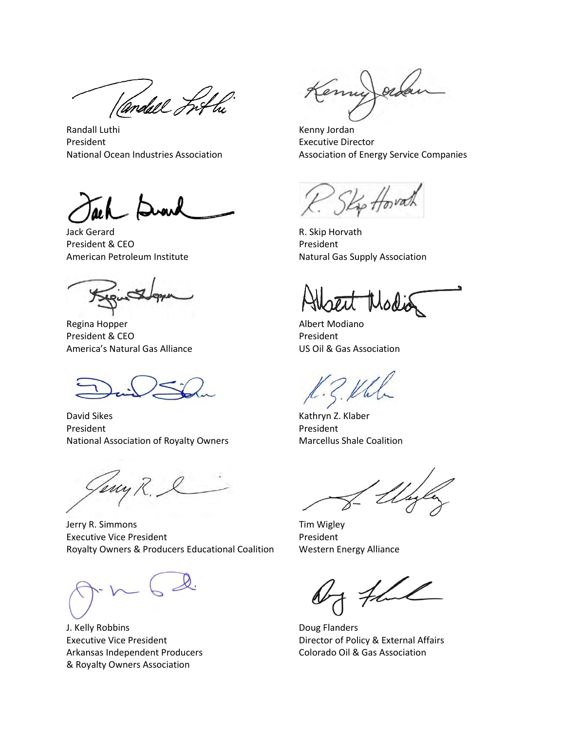Randall Luthi
President
National Ocean Industries Association

Kenny Jordan
Executive Director
Association of Energy Service Companies

Jack Gerard
President & CEO
American Petroleum Institute

R. Skip Horvath
President
Natural Gas Supply Association

Regina Hopper
President & CEO
America's Natural Gas Alliance

Albert Modiano
President
US Oil & Gas Association

David Sikes
President
National Association of Royalty Owners

Kathryn Z. Klaber
President
Marcellus Shale Coalition

Jerry R. Simmons
Executive Vice President
Royalty Owners & Producers Educational Coalition

Tim Wigley
President
Western Energy Alliance

J. Kelly Robbins
Executive Vice President
Arkansas Independent Producers
& Royalty Owners Association

Doug Flanders
Director of Policy & External Affairs
Colorado Oil & Gas Association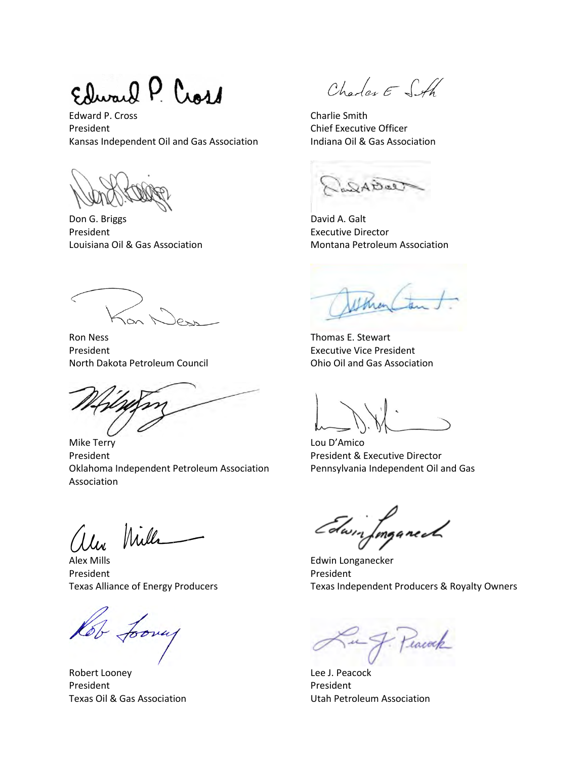Edward P. Cross
President
Kansas Independent Oil and Gas Association

Charlie Smith
Chief Executive Officer
Indiana Oil & Gas Association

Don G. Briggs
President
Louisiana Oil & Gas Association

David A. Galt
Executive Director
Montana Petroleum Association

Ron Ness
President
North Dakota Petroleum Council

Thomas E. Stewart
Executive Vice President
Ohio Oil and Gas Association

Mike Terry
President
Oklahoma Independent Petroleum Association Association

Lou D'Amico
President & Executive Director
Pennsylvania Independent Oil and Gas

Alex Mills
President
Texas Alliance of Energy Producers

Edwin Longanecker
President
Texas Independent Producers & Royalty Owners

Robert Looney
President
Texas Oil & Gas Association

Lee J. Peacock
President
Utah Petroleum Association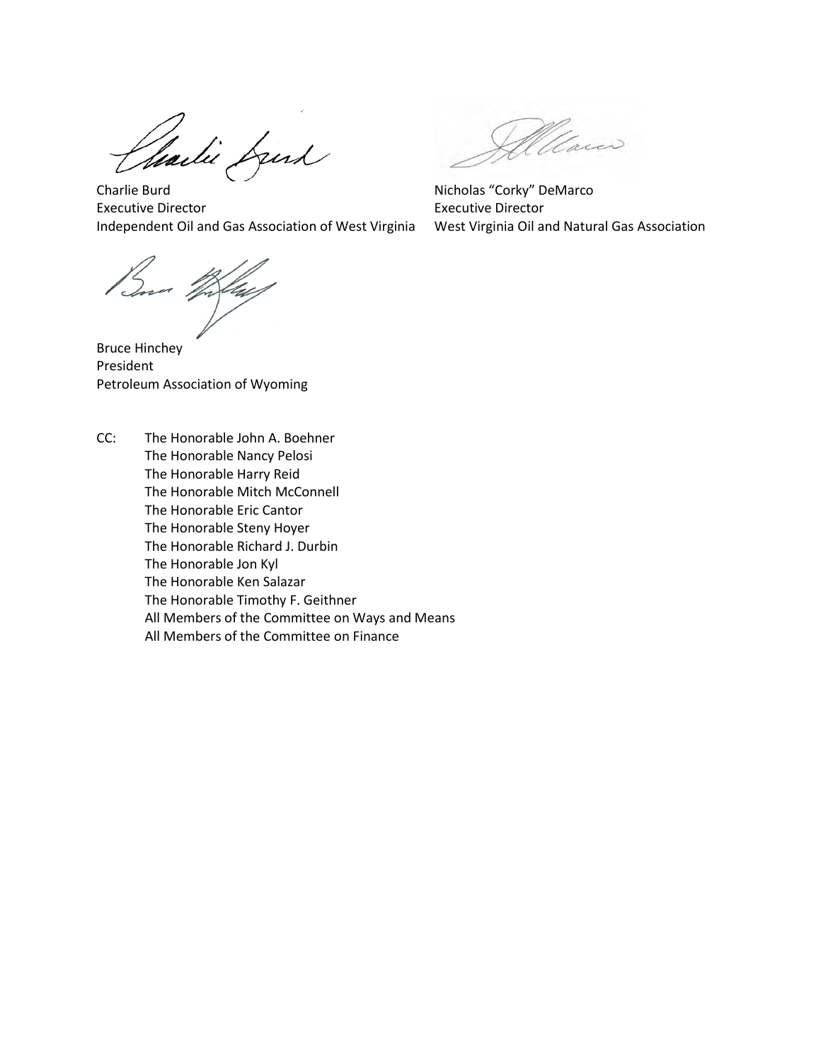Charlie Burd
Executive Director
Independent Oil and Gas Association of West Virginia

Nicholas "Corky" DeMarco
Executive Director
West Virginia Oil and Natural Gas Association

Bruce Hinchey
President
Petroleum Association of Wyoming

CC: The Honorable John A. Boehner
The Honorable Nancy Pelosi
The Honorable Harry Reid
The Honorable Mitch McConnell
The Honorable Eric Cantor
The Honorable Steny Hoyer
The Honorable Richard J. Durbin
The Honorable Jon Kyl
The Honorable Ken Salazar
The Honorable Timothy F. Geithner
All Members of the Committee on Ways and Means
All Members of the Committee on Finance